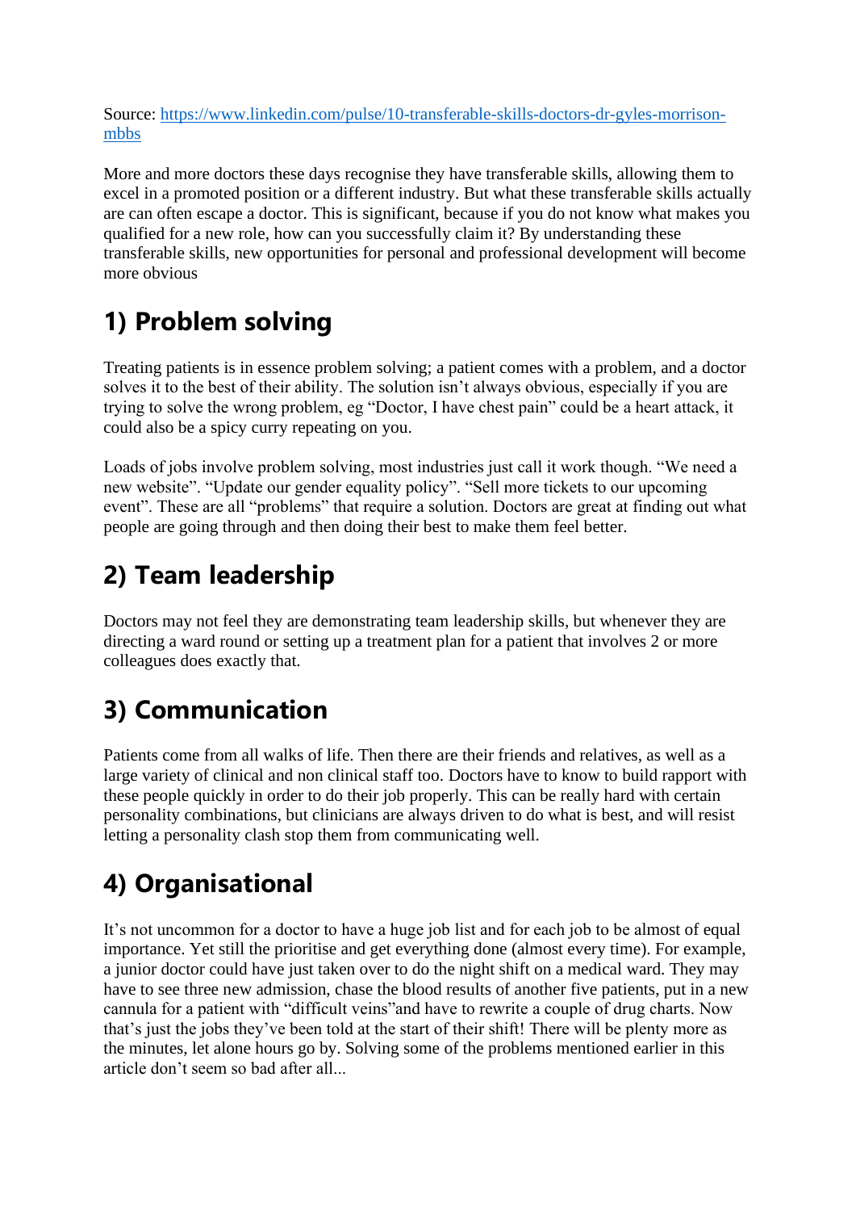Source: [https://www.linkedin.com/pulse/10-transferable-skills-doctors-dr-gyles-morrison-mbbs](https://www.linkedin.com/pulse/10-transferable-skills-doctors-dr-gyles-morrison-mbbs)

More and more doctors these days recognise they have transferable skills, allowing them to excel in a promoted position or a different industry. But what these transferable skills actually are can often escape a doctor. This is significant, because if you do not know what makes you qualified for a new role, how can you successfully claim it? By understanding these transferable skills, new opportunities for personal and professional development will become more obvious

## 1) Problem solving

Treating patients is in essence problem solving; a patient comes with a problem, and a doctor solves it to the best of their ability. The solution isn't always obvious, especially if you are trying to solve the wrong problem, eg "Doctor, I have chest pain" could be a heart attack, it could also be a spicy curry repeating on you.

Loads of jobs involve problem solving, most industries just call it work though. "We need a new website". "Update our gender equality policy". "Sell more tickets to our upcoming event". These are all "problems" that require a solution. Doctors are great at finding out what people are going through and then doing their best to make them feel better.

## 2) Team leadership

Doctors may not feel they are demonstrating team leadership skills, but whenever they are directing a ward round or setting up a treatment plan for a patient that involves 2 or more colleagues does exactly that.

## 3) Communication

Patients come from all walks of life. Then there are their friends and relatives, as well as a large variety of clinical and non clinical staff too. Doctors have to know to build rapport with these people quickly in order to do their job properly. This can be really hard with certain personality combinations, but clinicians are always driven to do what is best, and will resist letting a personality clash stop them from communicating well.

## 4) Organisational

It's not uncommon for a doctor to have a huge job list and for each job to be almost of equal importance. Yet still the prioritise and get everything done (almost every time). For example, a junior doctor could have just taken over to do the night shift on a medical ward. They may have to see three new admission, chase the blood results of another five patients, put in a new cannula for a patient with "difficult veins"and have to rewrite a couple of drug charts. Now that's just the jobs they've been told at the start of their shift! There will be plenty more as the minutes, let alone hours go by. Solving some of the problems mentioned earlier in this article don't seem so bad after all...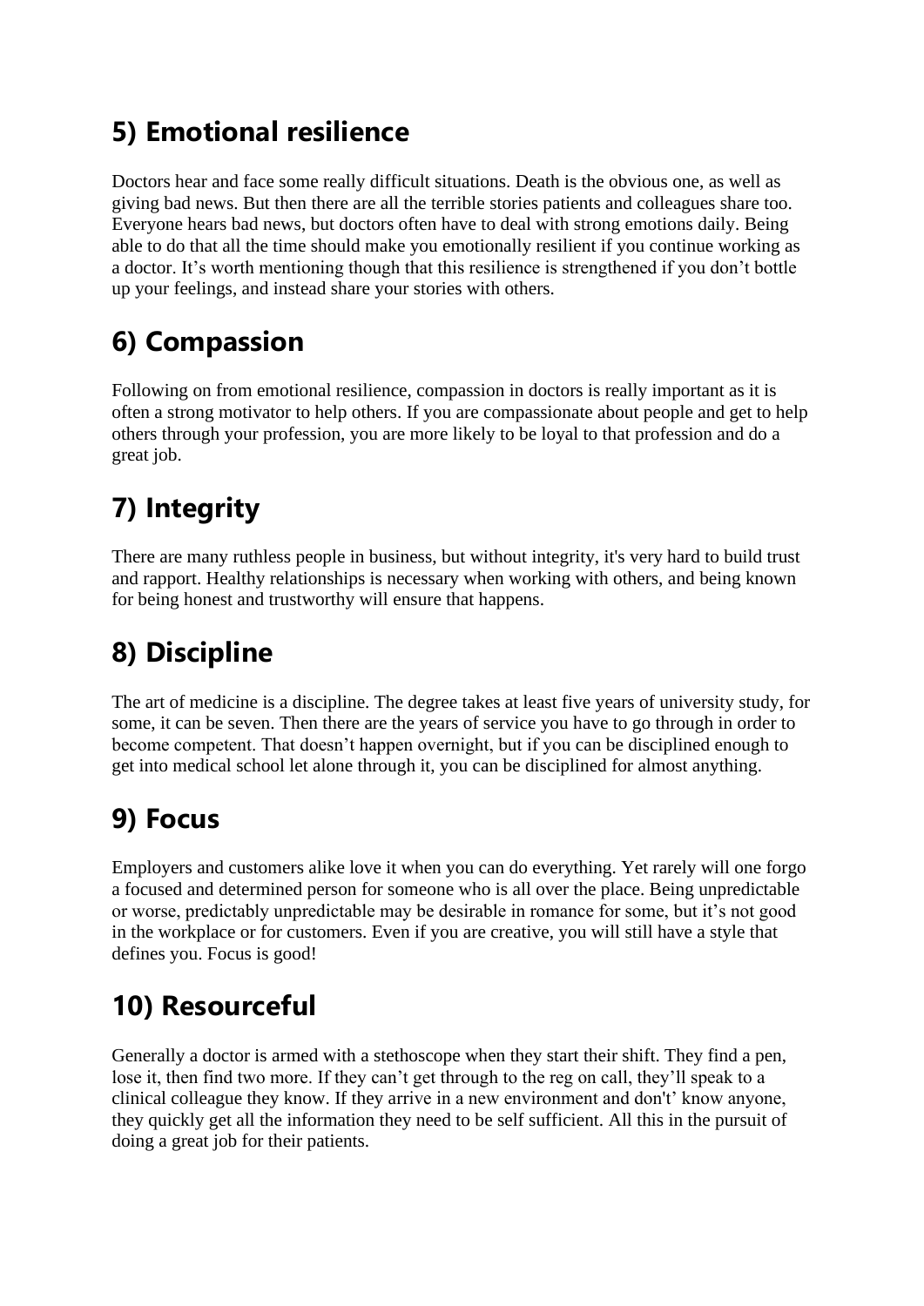## 5) Emotional resilience

Doctors hear and face some really difficult situations. Death is the obvious one, as well as giving bad news. But then there are all the terrible stories patients and colleagues share too. Everyone hears bad news, but doctors often have to deal with strong emotions daily. Being able to do that all the time should make you emotionally resilient if you continue working as a doctor. It's worth mentioning though that this resilience is strengthened if you don't bottle up your feelings, and instead share your stories with others.

## 6) Compassion

Following on from emotional resilience, compassion in doctors is really important as it is often a strong motivator to help others. If you are compassionate about people and get to help others through your profession, you are more likely to be loyal to that profession and do a great job.

## 7) Integrity

There are many ruthless people in business, but without integrity, it's very hard to build trust and rapport. Healthy relationships is necessary when working with others, and being known for being honest and trustworthy will ensure that happens.

## 8) Discipline

The art of medicine is a discipline. The degree takes at least five years of university study, for some, it can be seven. Then there are the years of service you have to go through in order to become competent. That doesn't happen overnight, but if you can be disciplined enough to get into medical school let alone through it, you can be disciplined for almost anything.

## 9) Focus

Employers and customers alike love it when you can do everything. Yet rarely will one forgo a focused and determined person for someone who is all over the place. Being unpredictable or worse, predictably unpredictable may be desirable in romance for some, but it's not good in the workplace or for customers. Even if you are creative, you will still have a style that defines you. Focus is good!

## 10) Resourceful

Generally a doctor is armed with a stethoscope when they start their shift. They find a pen, lose it, then find two more. If they can't get through to the reg on call, they'll speak to a clinical colleague they know. If they arrive in a new environment and don't' know anyone, they quickly get all the information they need to be self sufficient. All this in the pursuit of doing a great job for their patients.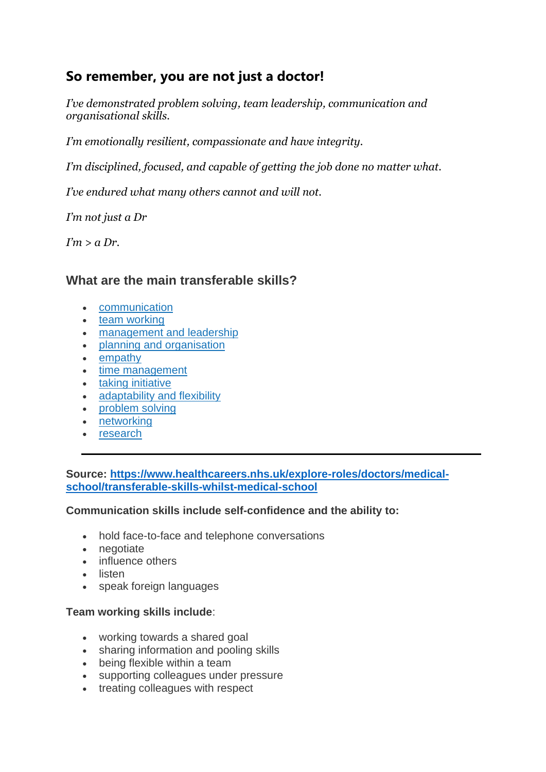## So remember, you are not just a doctor!

*I've demonstrated problem solving, team leadership, communication and organisational skills.*

*I'm emotionally resilient, compassionate and have integrity.*

*I'm disciplined, focused, and capable of getting the job done no matter what.*

*I've endured what many others cannot and will not.*

*I'm not just a Dr*

*I'm > a Dr.*

### What are the main transferable skills?

- communication
- team working
- management and leadership
- planning and organisation
- empathy
- time management
- taking initiative
- adaptability and flexibility
- problem solving
- networking
- research

---

**Source: https://www.healthcareers.nhs.uk/explore-roles/doctors/medical-school/transferable-skills-whilst-medical-school**

**Communication skills include self-confidence and the ability to:**

- hold face-to-face and telephone conversations
- negotiate
- influence others
- listen
- speak foreign languages

**Team working skills include**:

- working towards a shared goal
- sharing information and pooling skills
- being flexible within a team
- supporting colleagues under pressure
- treating colleagues with respect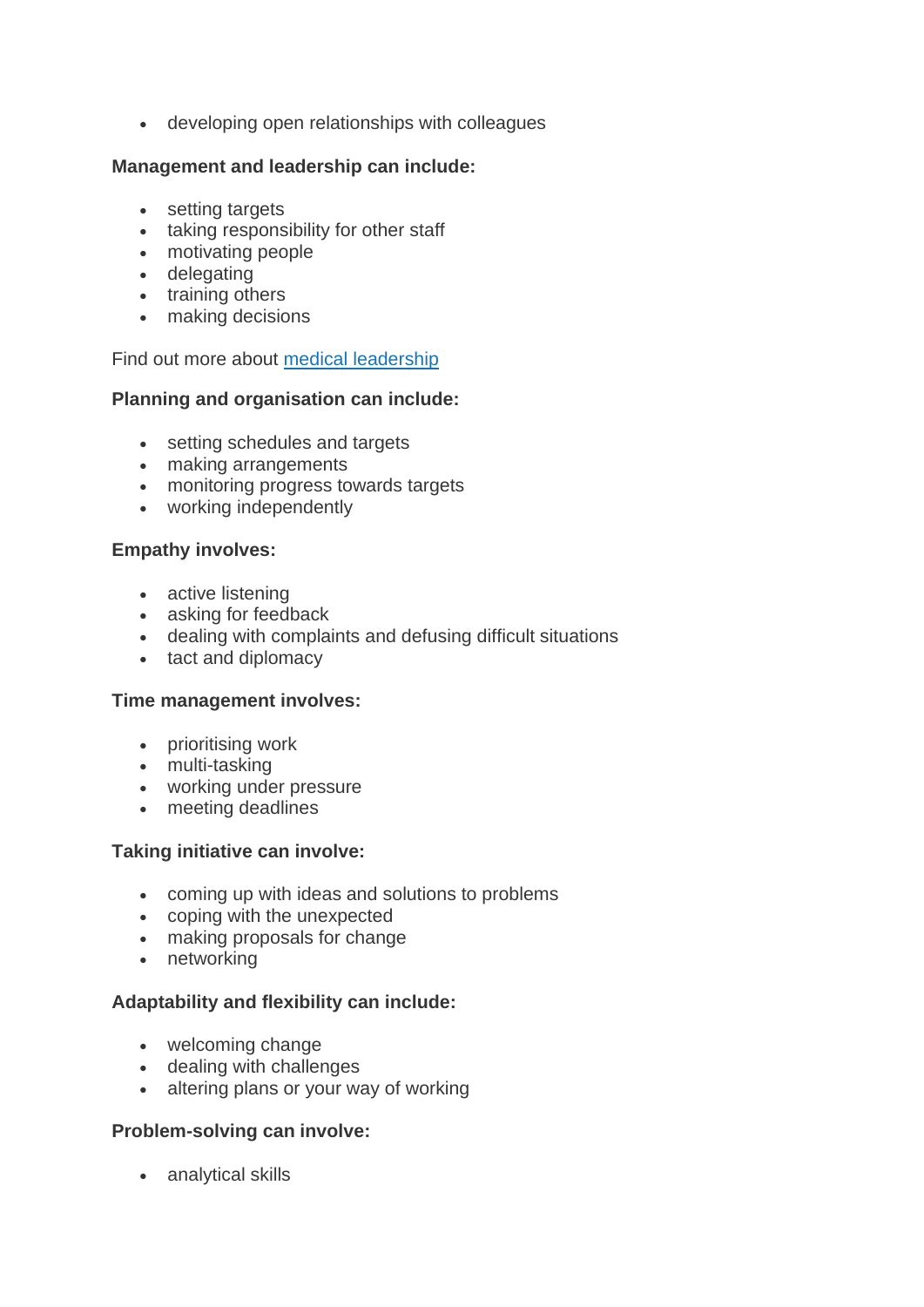- developing open relationships with colleagues

**Management and leadership can include:**

- setting targets
- taking responsibility for other staff
- motivating people
- delegating
- training others
- making decisions

Find out more about [medical leadership]()

**Planning and organisation can include:**

- setting schedules and targets
- making arrangements
- monitoring progress towards targets
- working independently

**Empathy involves:**

- active listening
- asking for feedback
- dealing with complaints and defusing difficult situations
- tact and diplomacy

**Time management involves:**

- prioritising work
- multi-tasking
- working under pressure
- meeting deadlines

**Taking initiative can involve:**

- coming up with ideas and solutions to problems
- coping with the unexpected
- making proposals for change
- networking

**Adaptability and flexibility can include:**

- welcoming change
- dealing with challenges
- altering plans or your way of working

**Problem-solving can involve:**

- analytical skills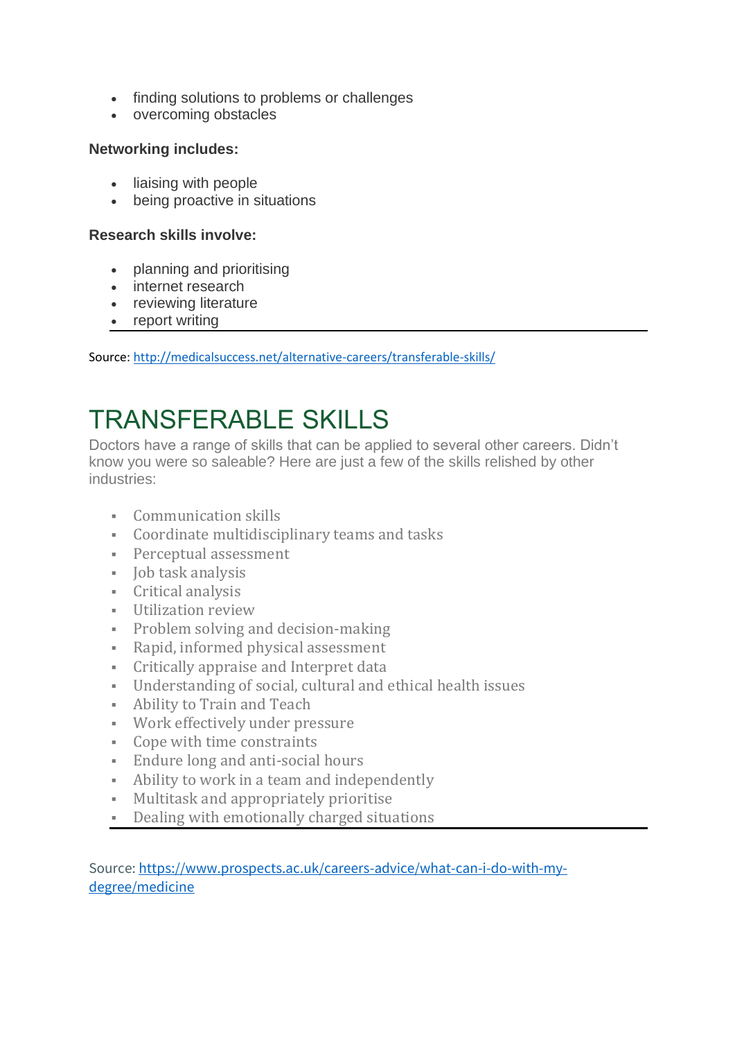- finding solutions to problems or challenges
- overcoming obstacles

**Networking includes:**

- liaising with people
- being proactive in situations

**Research skills involve:**

- planning and prioritising
- internet research
- reviewing literature
- report writing

---

Source: [http://medicalsuccess.net/alternative-careers/transferable-skills/](http://medicalsuccess.net/alternative-careers/transferable-skills/)

# TRANSFERABLE SKILLS

Doctors have a range of skills that can be applied to several other careers. Didn't know you were so saleable? Here are just a few of the skills relished by other industries:

- Communication skills
- Coordinate multidisciplinary teams and tasks
- Perceptual assessment
- Job task analysis
- Critical analysis
- Utilization review
- Problem solving and decision-making
- Rapid, informed physical assessment
- Critically appraise and Interpret data
- Understanding of social, cultural and ethical health issues
- Ability to Train and Teach
- Work effectively under pressure
- Cope with time constraints
- Endure long and anti-social hours
- Ability to work in a team and independently
- Multitask and appropriately prioritise
- Dealing with emotionally charged situations

---

Source: [https://www.prospects.ac.uk/careers-advice/what-can-i-do-with-my-degree/medicine](https://www.prospects.ac.uk/careers-advice/what-can-i-do-with-my-degree/medicine)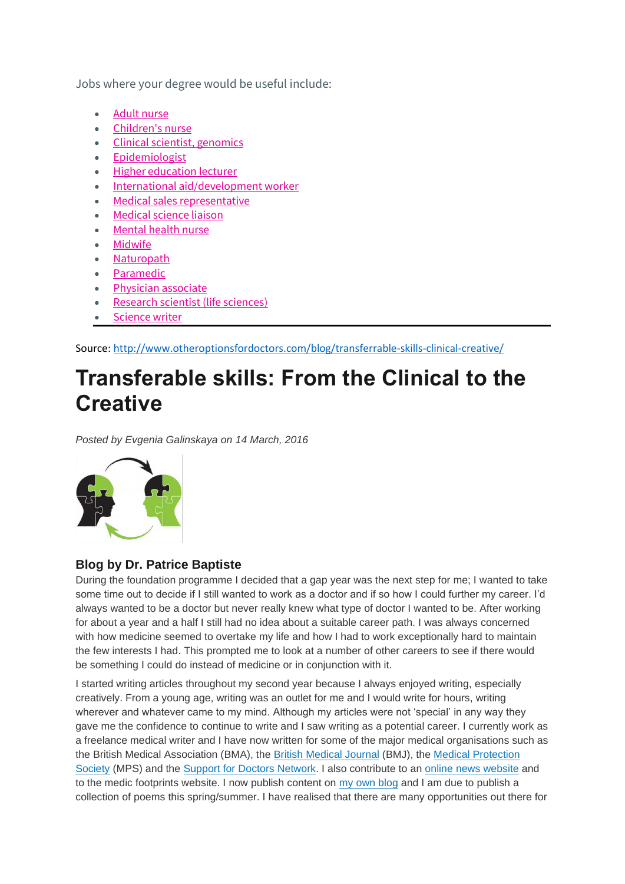Jobs where your degree would be useful include:

- Adult nurse
- Children's nurse
- Clinical scientist, genomics
- Epidemiologist
- Higher education lecturer
- International aid/development worker
- Medical sales representative
- Medical science liaison
- Mental health nurse
- Midwife
- Naturopath
- Paramedic
- Physician associate
- Research scientist (life sciences)
- Science writer

---

Source: http://www.otheroptionsfordoctors.com/blog/transferrable-skills-clinical-creative/

# Transferable skills: From the Clinical to the Creative

*Posted by Evgenia Galinskaya on 14 March, 2016*

### Blog by Dr. Patrice Baptiste

During the foundation programme I decided that a gap year was the next step for me; I wanted to take some time out to decide if I still wanted to work as a doctor and if so how I could further my career. I'd always wanted to be a doctor but never really knew what type of doctor I wanted to be. After working for about a year and a half I still had no idea about a suitable career path. I was always concerned with how medicine seemed to overtake my life and how I had to work exceptionally hard to maintain the few interests I had. This prompted me to look at a number of other careers to see if there would be something I could do instead of medicine or in conjunction with it.

I started writing articles throughout my second year because I always enjoyed writing, especially creatively. From a young age, writing was an outlet for me and I would write for hours, writing wherever and whatever came to my mind. Although my articles were not 'special' in any way they gave me the confidence to continue to write and I saw writing as a potential career. I currently work as a freelance medical writer and I have now written for some of the major medical organisations such as the British Medical Association (BMA), the British Medical Journal (BMJ), the Medical Protection Society (MPS) and the Support for Doctors Network. I also contribute to an online news website and to the medic footprints website. I now publish content on my own blog and I am due to publish a collection of poems this spring/summer. I have realised that there are many opportunities out there for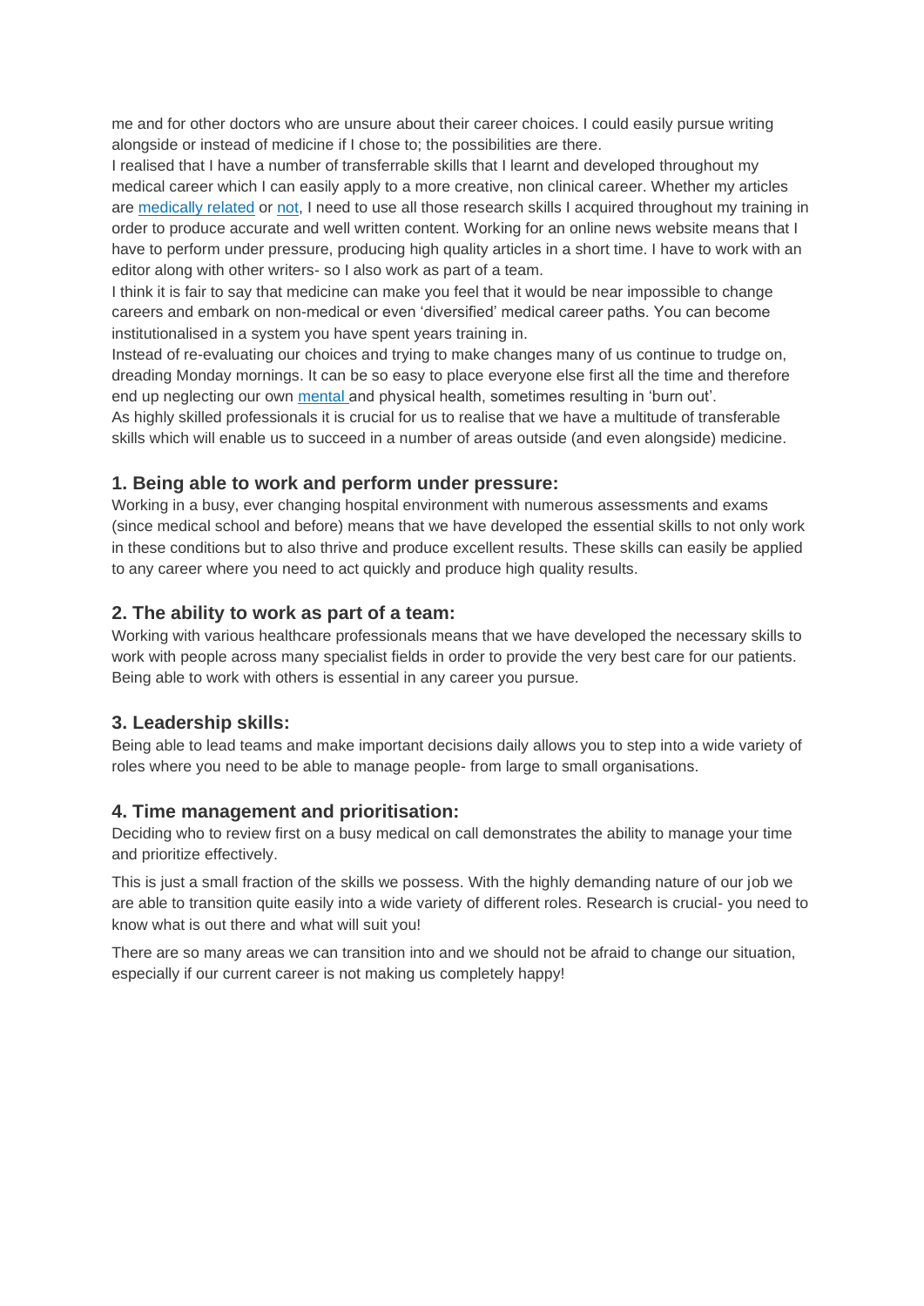me and for other doctors who are unsure about their career choices. I could easily pursue writing alongside or instead of medicine if I chose to; the possibilities are there.

I realised that I have a number of transferrable skills that I learnt and developed throughout my medical career which I can easily apply to a more creative, non clinical career. Whether my articles are medically related or not, I need to use all those research skills I acquired throughout my training in order to produce accurate and well written content. Working for an online news website means that I have to perform under pressure, producing high quality articles in a short time. I have to work with an editor along with other writers- so I also work as part of a team.

I think it is fair to say that medicine can make you feel that it would be near impossible to change careers and embark on non-medical or even 'diversified' medical career paths. You can become institutionalised in a system you have spent years training in.

Instead of re-evaluating our choices and trying to make changes many of us continue to trudge on, dreading Monday mornings. It can be so easy to place everyone else first all the time and therefore end up neglecting our own mental and physical health, sometimes resulting in 'burn out'.

As highly skilled professionals it is crucial for us to realise that we have a multitude of transferable skills which will enable us to succeed in a number of areas outside (and even alongside) medicine.

### 1. Being able to work and perform under pressure:

Working in a busy, ever changing hospital environment with numerous assessments and exams (since medical school and before) means that we have developed the essential skills to not only work in these conditions but to also thrive and produce excellent results. These skills can easily be applied to any career where you need to act quickly and produce high quality results.

### 2. The ability to work as part of a team:

Working with various healthcare professionals means that we have developed the necessary skills to work with people across many specialist fields in order to provide the very best care for our patients. Being able to work with others is essential in any career you pursue.

### 3. Leadership skills:

Being able to lead teams and make important decisions daily allows you to step into a wide variety of roles where you need to be able to manage people- from large to small organisations.

### 4. Time management and prioritisation:

Deciding who to review first on a busy medical on call demonstrates the ability to manage your time and prioritize effectively.

This is just a small fraction of the skills we possess. With the highly demanding nature of our job we are able to transition quite easily into a wide variety of different roles. Research is crucial- you need to know what is out there and what will suit you!

There are so many areas we can transition into and we should not be afraid to change our situation, especially if our current career is not making us completely happy!